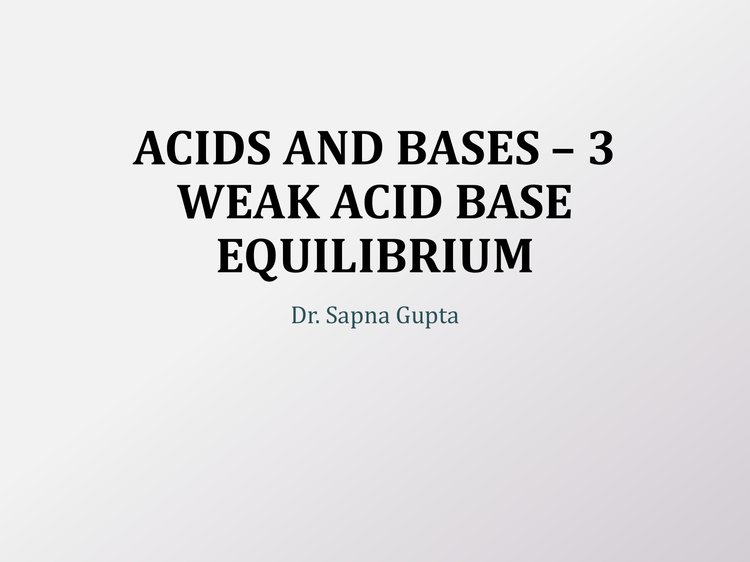# ACIDS AND BASES – 3 WEAK ACID BASE EQUILIBRIUM

Dr. Sapna Gupta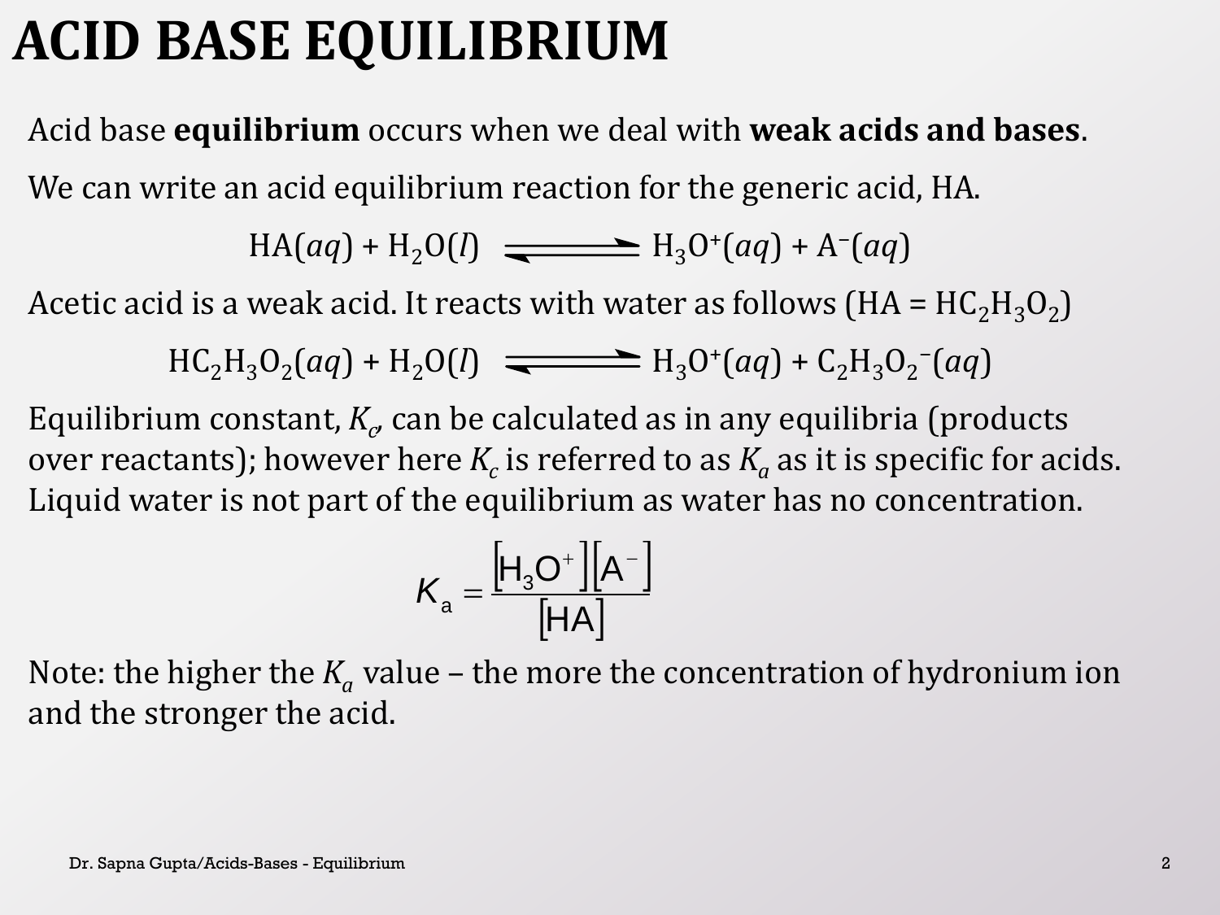# ACID BASE EQUILIBRIUM

Acid base **equilibrium** occurs when we deal with **weak acids and bases**.

We can write an acid equilibrium reaction for the generic acid, HA.

$$HA(aq) + H_2O(l) \rightleftharpoons H_3O^+(aq) + A^-(aq)$$

Acetic acid is a weak acid. It reacts with water as follows ($HA = HC_2H_3O_2$)

$$HC_2H_3O_2(aq) + H_2O(l) \rightleftharpoons H_3O^+(aq) + C_2H_3O_2^-(aq)$$

Equilibrium constant, $K_c$, can be calculated as in any equilibria (products over reactants); however here $K_c$ is referred to as $K_a$ as it is specific for acids. Liquid water is not part of the equilibrium as water has no concentration.

$$K_a = \frac{[H_3O^+][A^-]}{[HA]}$$

Note: the higher the $K_a$ value – the more the concentration of hydronium ion and the stronger the acid.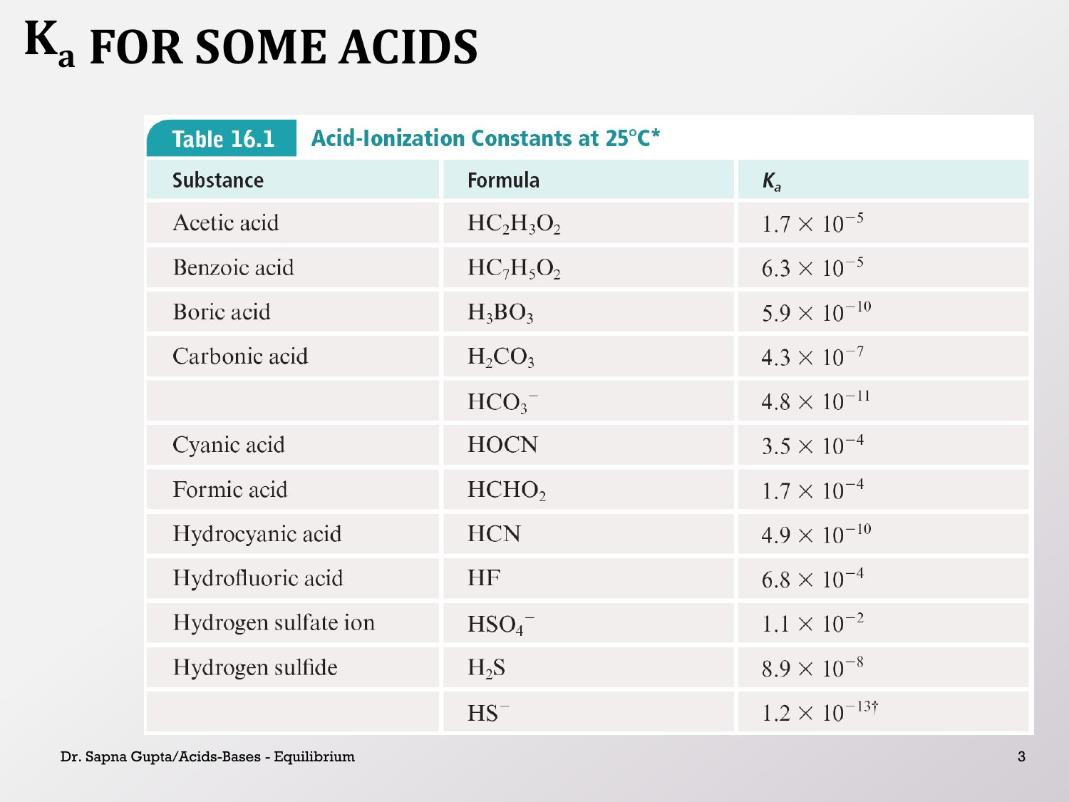# $K_a$ FOR SOME ACIDS

**Table 16.1** Acid-Ionization Constants at 25°C*

| Substance | Formula | $K_a$ |
|---|---|---|
| Acetic acid | $HC_2H_3O_2$ | $1.7 \times 10^{-5}$ |
| Benzoic acid | $HC_7H_5O_2$ | $6.3 \times 10^{-5}$ |
| Boric acid | $H_3BO_3$ | $5.9 \times 10^{-10}$ |
| Carbonic acid | $H_2CO_3$ | $4.3 \times 10^{-7}$ |
| | $HCO_3^-$ | $4.8 \times 10^{-11}$ |
| Cyanic acid | $HOCN$ | $3.5 \times 10^{-4}$ |
| Formic acid | $HCHO_2$ | $1.7 \times 10^{-4}$ |
| Hydrocyanic acid | $HCN$ | $4.9 \times 10^{-10}$ |
| Hydrofluoric acid | $HF$ | $6.8 \times 10^{-4}$ |
| Hydrogen sulfate ion | $HSO_4^-$ | $1.1 \times 10^{-2}$ |
| Hydrogen sulfide | $H_2S$ | $8.9 \times 10^{-8}$ |
| | $HS^-$ | $1.2 \times 10^{-13}$† |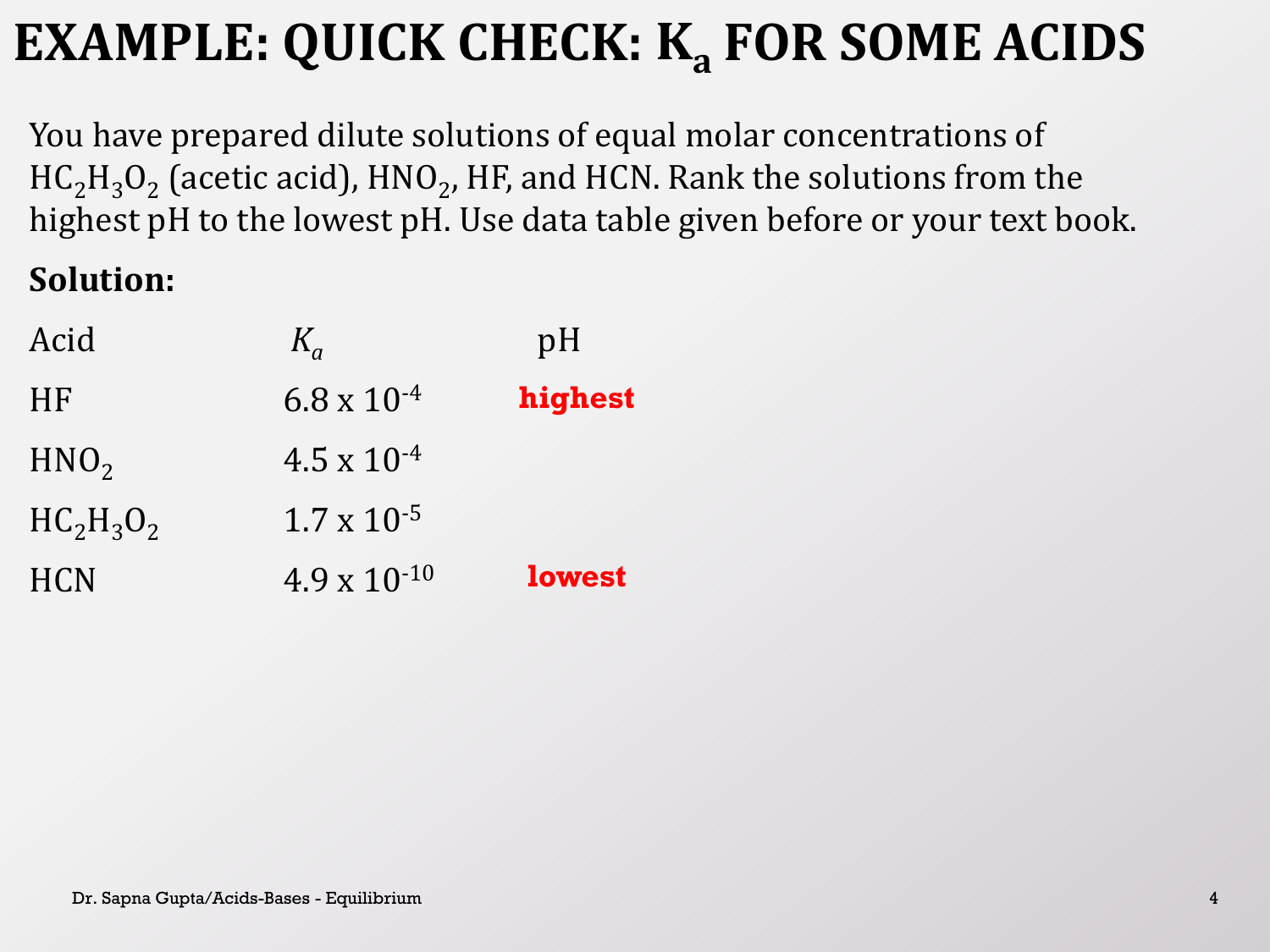# EXAMPLE: QUICK CHECK: $K_a$ FOR SOME ACIDS

You have prepared dilute solutions of equal molar concentrations of $HC_2H_3O_2$ (acetic acid), $HNO_2$, HF, and HCN. Rank the solutions from the highest pH to the lowest pH. Use data table given before or your text book.

**Solution:**

| Acid | $K_a$ | pH |
|---|---|---|
| HF | $6.8 \times 10^{-4}$ | **highest** |
| $HNO_2$ | $4.5 \times 10^{-4}$ | |
| $HC_2H_3O_2$ | $1.7 \times 10^{-5}$ | |
| HCN | $4.9 \times 10^{-10}$ | **lowest** |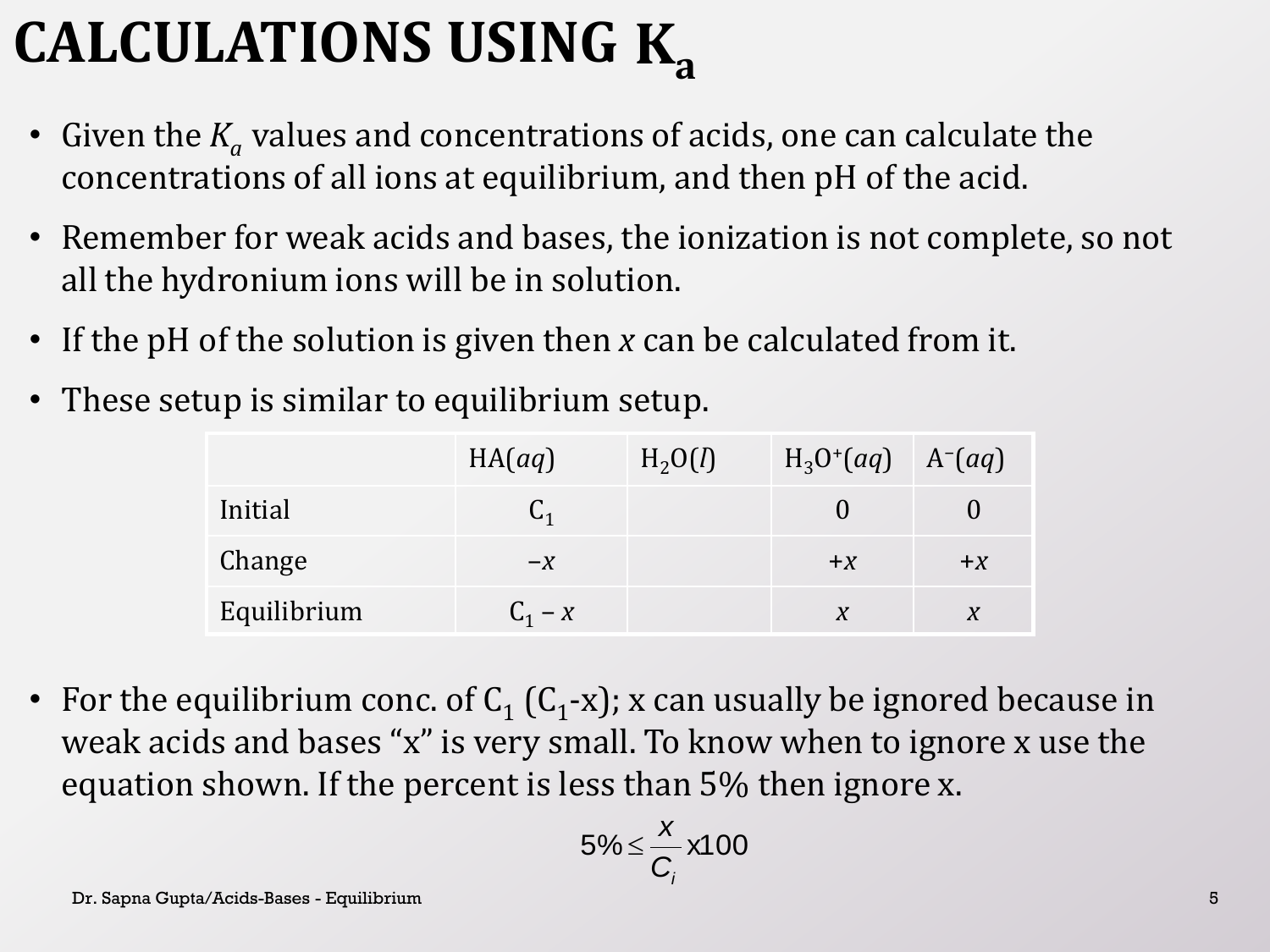# CALCULATIONS USING $K_a$

- Given the $K_a$ values and concentrations of acids, one can calculate the concentrations of all ions at equilibrium, and then pH of the acid.
- Remember for weak acids and bases, the ionization is not complete, so not all the hydronium ions will be in solution.
- If the pH of the solution is given then *x* can be calculated from it.
- These setup is similar to equilibrium setup.

| | $HA(aq)$ | $H_2O(l)$ | $H_3O^+(aq)$ | $A^-(aq)$ |
|---|---|---|---|---|
| Initial | $C_1$ | | 0 | 0 |
| Change | $-x$ | | $+x$ | $+x$ |
| Equilibrium | $C_1 - x$ | | $x$ | $x$ |

- For the equilibrium conc. of $C_1$ ($C_1$-x); x can usually be ignored because in weak acids and bases "x" is very small. To know when to ignore x use the equation shown. If the percent is less than 5% then ignore x.

$$5\% \leq \frac{x}{C_i} \text{x}100$$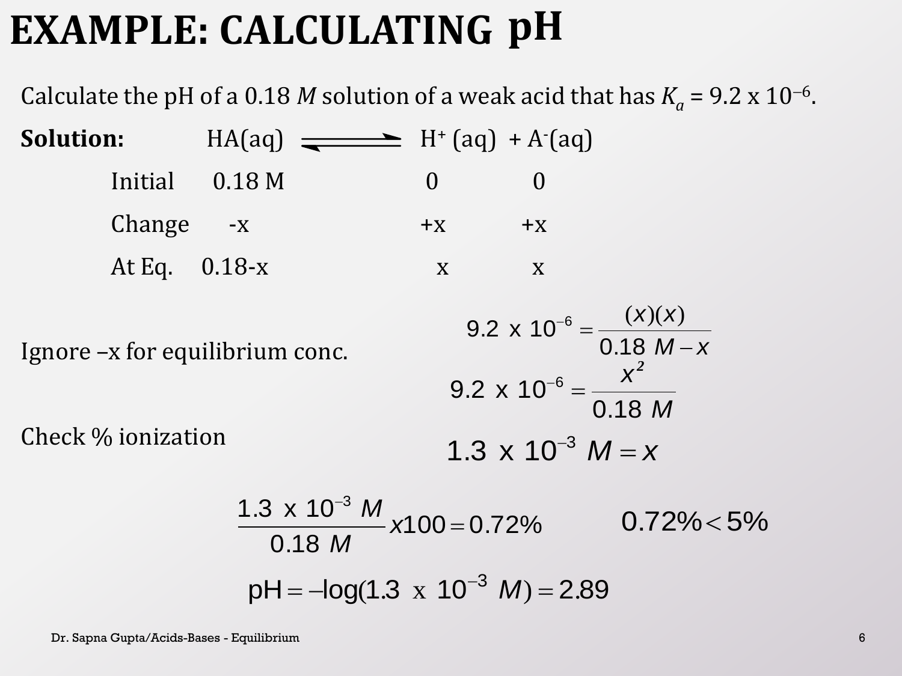# EXAMPLE: CALCULATING pH

Calculate the pH of a 0.18 *M* solution of a weak acid that has $K_a$ = 9.2 x $10^{-6}$.

**Solution:** $HA(aq) \rightleftharpoons H^+(aq) + A^-(aq)$

| | HA(aq) | $H^+$ (aq) | $A^-$(aq) |
|---|---|---|---|
| Initial | 0.18 M | 0 | 0 |
| Change | -x | +x | +x |
| At Eq. | 0.18-x | x | x |

$$9.2 \text{ x } 10^{-6} = \frac{(x)(x)}{0.18\ M - x}$$

Ignore –x for equilibrium conc.

$$9.2 \text{ x } 10^{-6} = \frac{x^2}{0.18\ M}$$

$$1.3 \text{ x } 10^{-3}\ M = x$$

Check % ionization

$$\frac{1.3 \text{ x } 10^{-3}\ M}{0.18\ M} x100 = 0.72\% \qquad 0.72\% < 5\%$$

$$\text{pH} = -\log(1.3 \text{ x } 10^{-3}\ M) = 2.89$$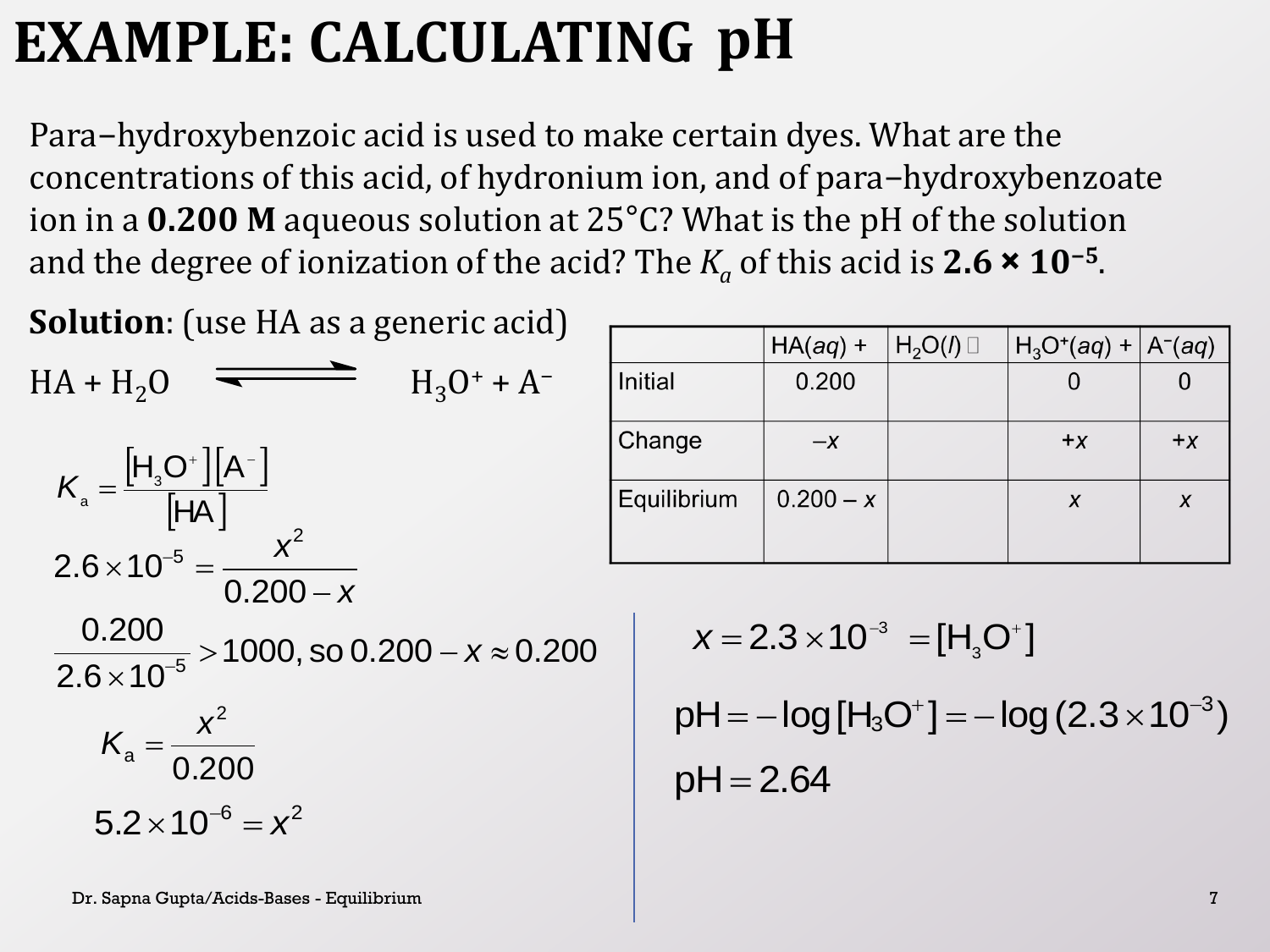# EXAMPLE: CALCULATING pH

Para–hydroxybenzoic acid is used to make certain dyes. What are the concentrations of this acid, of hydronium ion, and of para–hydroxybenzoate ion in a **0.200 M** aqueous solution at 25°C? What is the pH of the solution and the degree of ionization of the acid? The $K_a$ of this acid is $\mathbf{2.6 \times 10^{-5}}$.

**Solution**: (use HA as a generic acid)

$$HA + H_2O \rightleftharpoons H_3O^+ + A^-$$

| | $HA(aq)$ + | $H_2O(l)$ ⇌ | $H_3O^+(aq)$ + | $A^-(aq)$ |
|---|---|---|---|---|
| Initial | 0.200 | | 0 | 0 |
| Change | $-x$ | | $+x$ | $+x$ |
| Equilibrium | $0.200 - x$ | | $x$ | $x$ |

$$K_a = \frac{[H_3O^+][A^-]}{[HA]}$$

$$2.6 \times 10^{-5} = \frac{x^2}{0.200 - x}$$

$$\frac{0.200}{2.6 \times 10^{-5}} > 1000, \text{so } 0.200 - x \approx 0.200$$

$$K_a = \frac{x^2}{0.200}$$

$$5.2 \times 10^{-6} = x^2$$

$$x = 2.3 \times 10^{-3} = [H_3O^+]$$

$$pH = -\log[H_3O^+] = -\log(2.3 \times 10^{-3})$$

$$pH = 2.64$$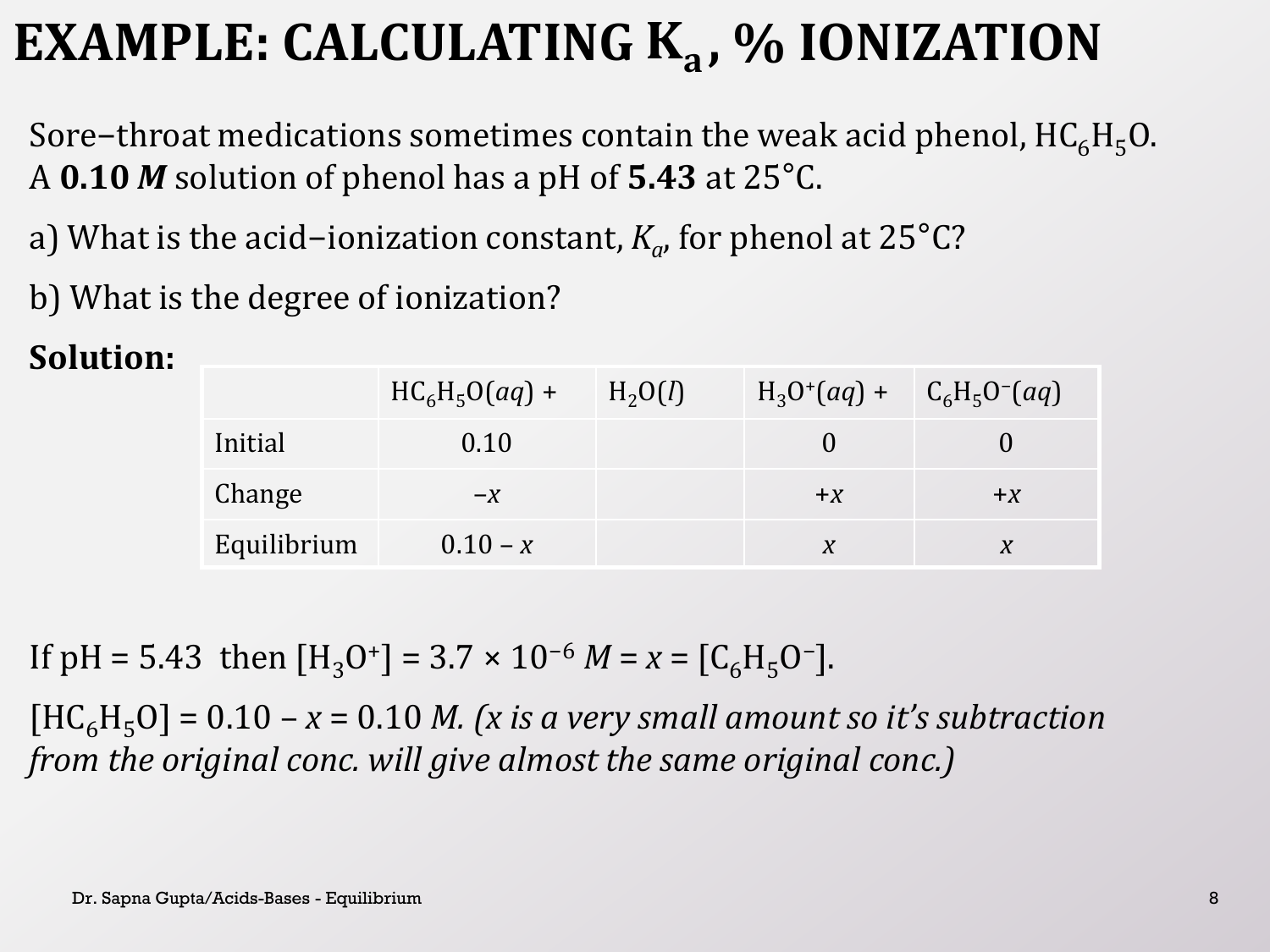# EXAMPLE: CALCULATING $K_a$, % IONIZATION

Sore−throat medications sometimes contain the weak acid phenol, $HC_6H_5O$. A **0.10 *M*** solution of phenol has a pH of **5.43** at 25°C.

a) What is the acid−ionization constant, $K_a$, for phenol at 25°C?

b) What is the degree of ionization?

**Solution:**

| | $HC_6H_5O(aq)$ + | $H_2O(l)$ | $H_3O^+(aq)$ + | $C_6H_5O^-(aq)$ |
|---|---|---|---|---|
| Initial | 0.10 | | 0 | 0 |
| Change | $-x$ | | $+x$ | $+x$ |
| Equilibrium | $0.10 - x$ | | $x$ | $x$ |

If pH = 5.43 then $[H_3O^+] = 3.7 \times 10^{-6}$ $M = x = [C_6H_5O^-]$.

$[HC_6H_5O] = 0.10 - x = 0.10$ *M. (x is a very small amount so it's subtraction from the original conc. will give almost the same original conc.)*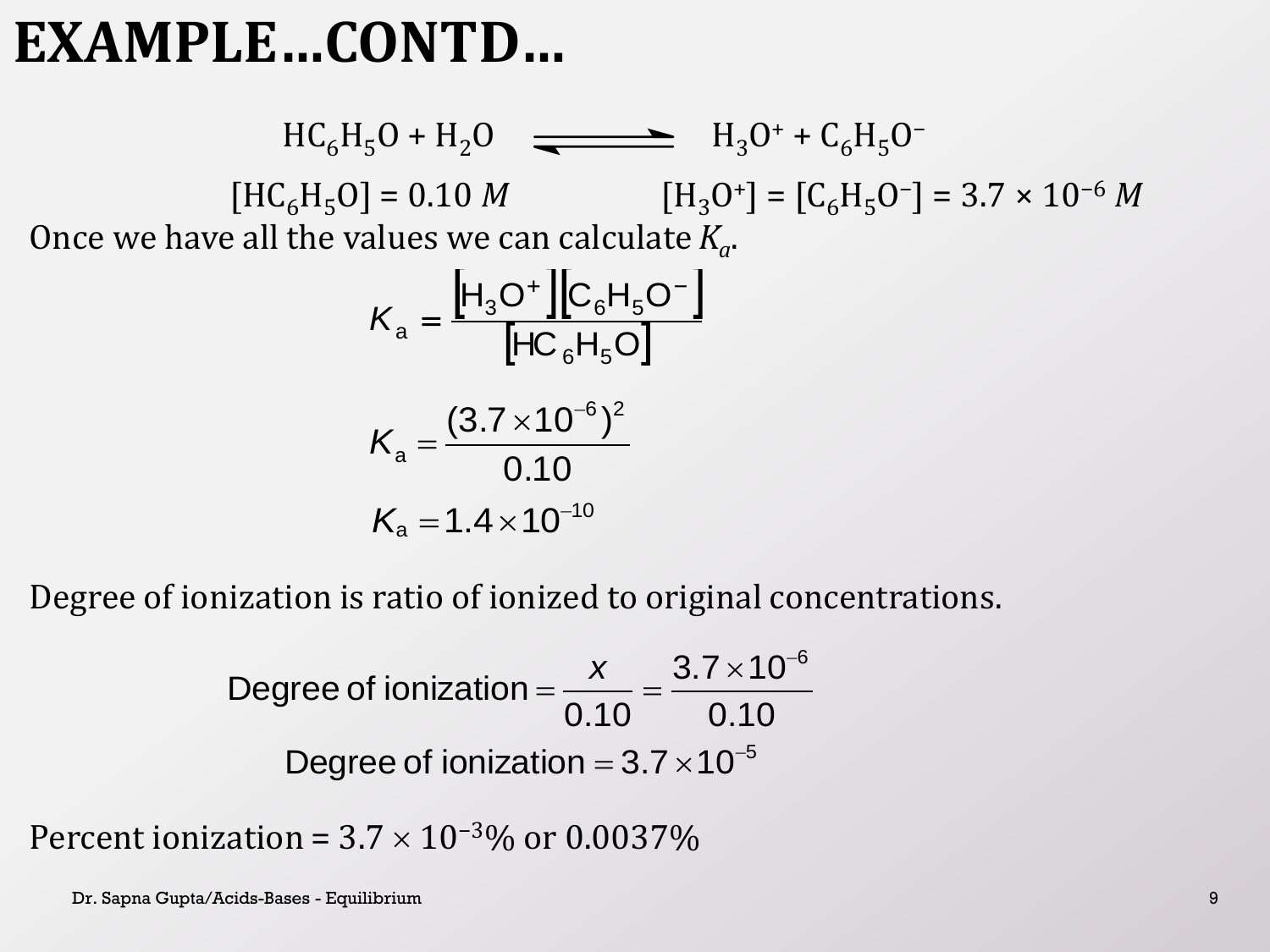# EXAMPLE…CONTD…

$$HC_6H_5O + H_2O \rightleftharpoons H_3O^+ + C_6H_5O^-$$

$[HC_6H_5O] = 0.10\ M$ $\quad\quad$ $[H_3O^+] = [C_6H_5O^-] = 3.7 \times 10^{-6}\ M$

Once we have all the values we can calculate $K_a$.

$$K_a = \frac{[H_3O^+][C_6H_5O^-]}{[HC_6H_5O]}$$

$$K_a = \frac{(3.7 \times 10^{-6})^2}{0.10}$$

$$K_a = 1.4 \times 10^{-10}$$

Degree of ionization is ratio of ionized to original concentrations.

$$\text{Degree of ionization} = \frac{x}{0.10} = \frac{3.7 \times 10^{-6}}{0.10}$$

$$\text{Degree of ionization} = 3.7 \times 10^{-5}$$

Percent ionization = $3.7 \times 10^{-3}\%$ or $0.0037\%$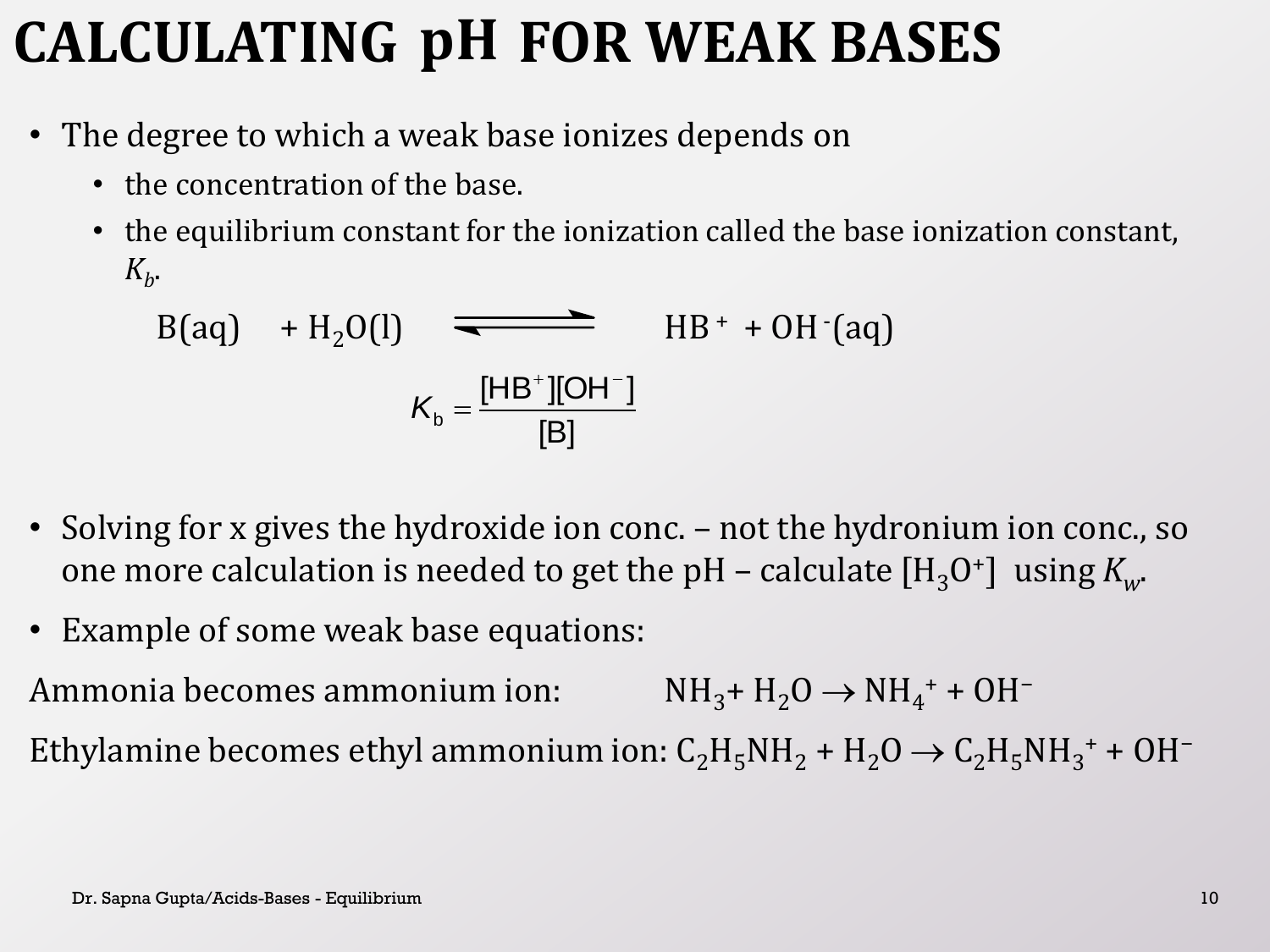# CALCULATING pH FOR WEAK BASES

- The degree to which a weak base ionizes depends on
  - the concentration of the base.
  - the equilibrium constant for the ionization called the base ionization constant, $K_b$.

$$B(aq) + H_2O(l) \rightleftharpoons HB^+ + OH^-(aq)$$

$$K_b = \frac{[HB^+][OH^-]}{[B]}$$

- Solving for x gives the hydroxide ion conc. – not the hydronium ion conc., so one more calculation is needed to get the pH – calculate $[H_3O^+]$ using $K_w$.
- Example of some weak base equations:

Ammonia becomes ammonium ion: $NH_3 + H_2O \rightarrow NH_4^+ + OH^-$

Ethylamine becomes ethyl ammonium ion: $C_2H_5NH_2 + H_2O \rightarrow C_2H_5NH_3^+ + OH^-$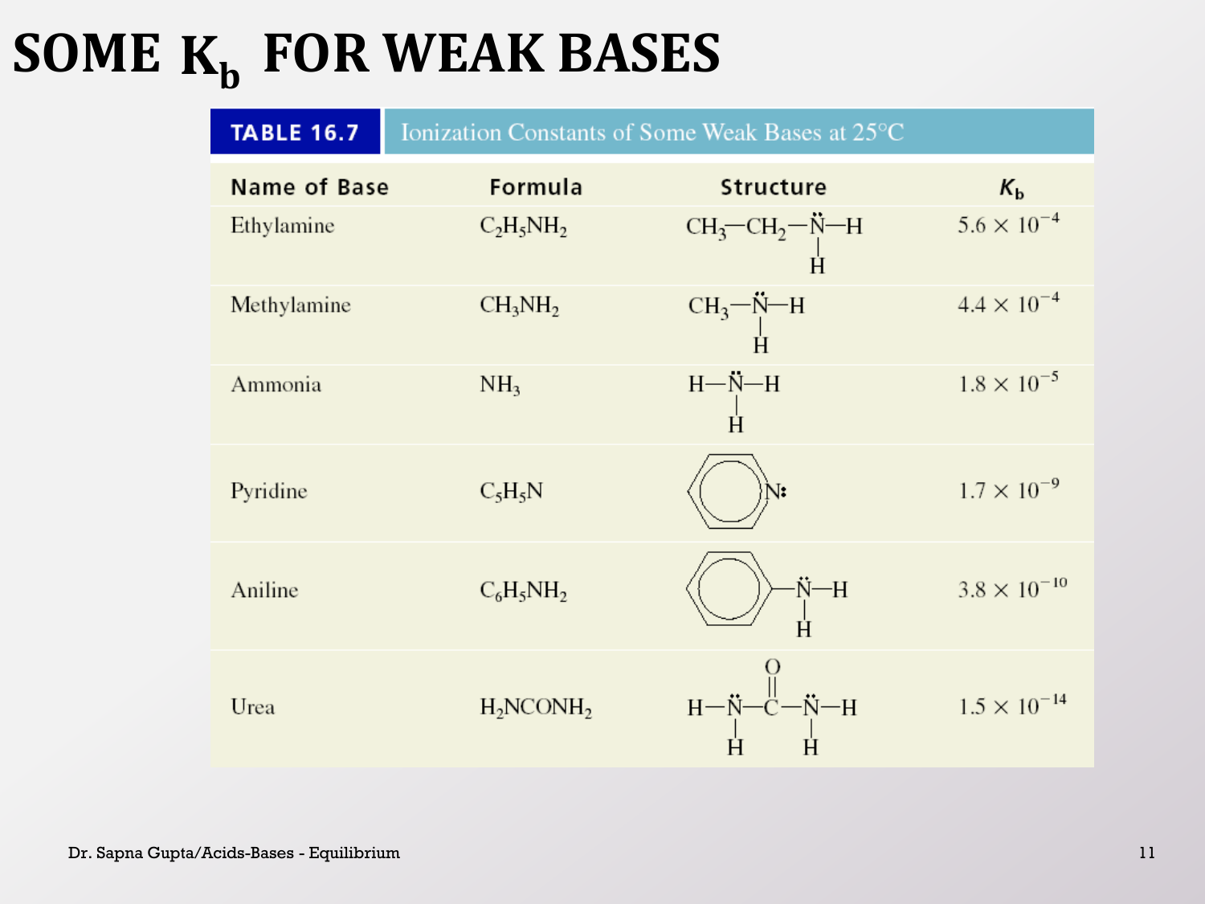# SOME $K_b$ FOR WEAK BASES

**TABLE 16.7** Ionization Constants of Some Weak Bases at 25°C

| Name of Base | Formula | Structure | $K_b$ |
|---|---|---|---|
| Ethylamine | $C_2H_5NH_2$ | $CH_3—CH_2—\ddot{N}H_2$ | $5.6 \times 10^{-4}$ |
| Methylamine | $CH_3NH_2$ | $CH_3—\ddot{N}H_2$ | $4.4 \times 10^{-4}$ |
| Ammonia | $NH_3$ | $H—\ddot{N}H—H$ | $1.8 \times 10^{-5}$ |
| Pyridine | $C_5H_5N$ | (pyridine ring with $N$:) | $1.7 \times 10^{-9}$ |
| Aniline | $C_6H_5NH_2$ | (benzene ring)$—\ddot{N}H_2$ | $3.8 \times 10^{-10}$ |
| Urea | $H_2NCONH_2$ | $H_2\ddot{N}—C(=O)—\ddot{N}H_2$ | $1.5 \times 10^{-14}$ |

Dr. Sapna Gupta/Acids-Bases - Equilibrium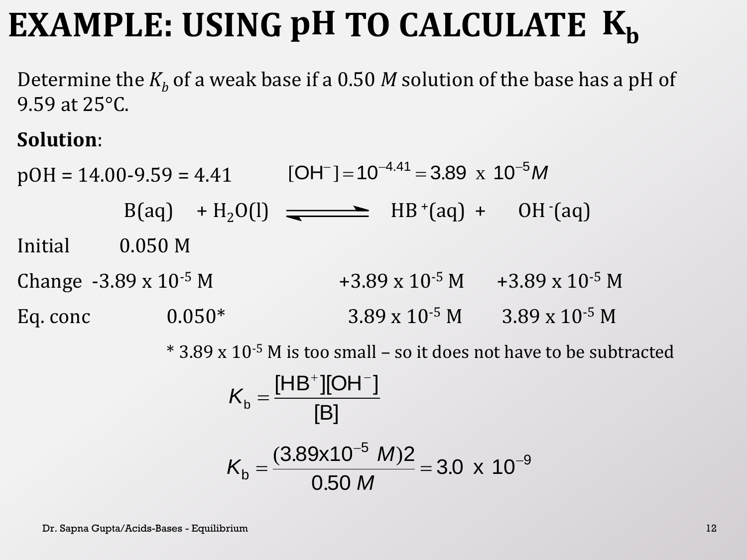# EXAMPLE: USING pH TO CALCULATE $K_b$

Determine the $K_b$ of a weak base if a 0.50 $M$ solution of the base has a pH of 9.59 at 25°C.

**Solution**:

pOH = 14.00-9.59 = 4.41 $[OH^-] = 10^{-4.41} = 3.89 \text{ x } 10^{-5} M$

|  | $B(aq)$ | $+ H_2O(l) \rightleftharpoons$ | $HB^+(aq)$ | $+ OH^-(aq)$ |
|---|---|---|---|---|
| Initial | 0.050 M |  |  |  |
| Change | -3.89 x $10^{-5}$ M |  | +3.89 x $10^{-5}$ M | +3.89 x $10^{-5}$ M |
| Eq. conc | 0.050* |  | 3.89 x $10^{-5}$ M | 3.89 x $10^{-5}$ M |

\* 3.89 x $10^{-5}$ M is too small – so it does not have to be subtracted

$$K_b = \frac{[HB^+][OH^-]}{[B]}$$

$$K_b = \frac{(3.89x10^{-5}\ M)2}{0.50\ M} = 3.0 \text{ x } 10^{-9}$$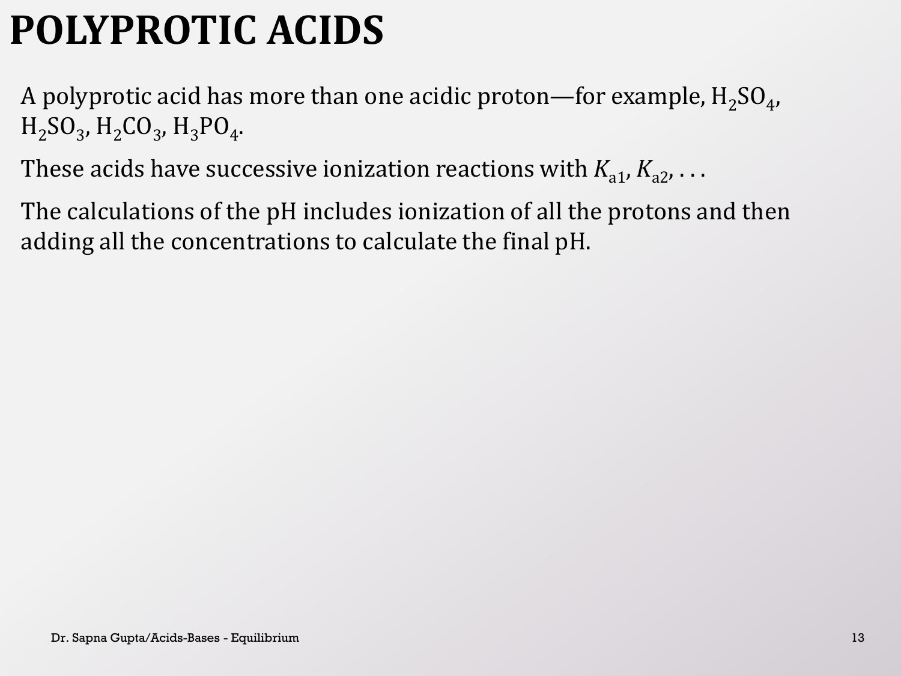# POLYPROTIC ACIDS

A polyprotic acid has more than one acidic proton—for example, $H_2SO_4$, $H_2SO_3$, $H_2CO_3$, $H_3PO_4$.

These acids have successive ionization reactions with $K_{a1}$, $K_{a2}$, . . .

The calculations of the pH includes ionization of all the protons and then adding all the concentrations to calculate the final pH.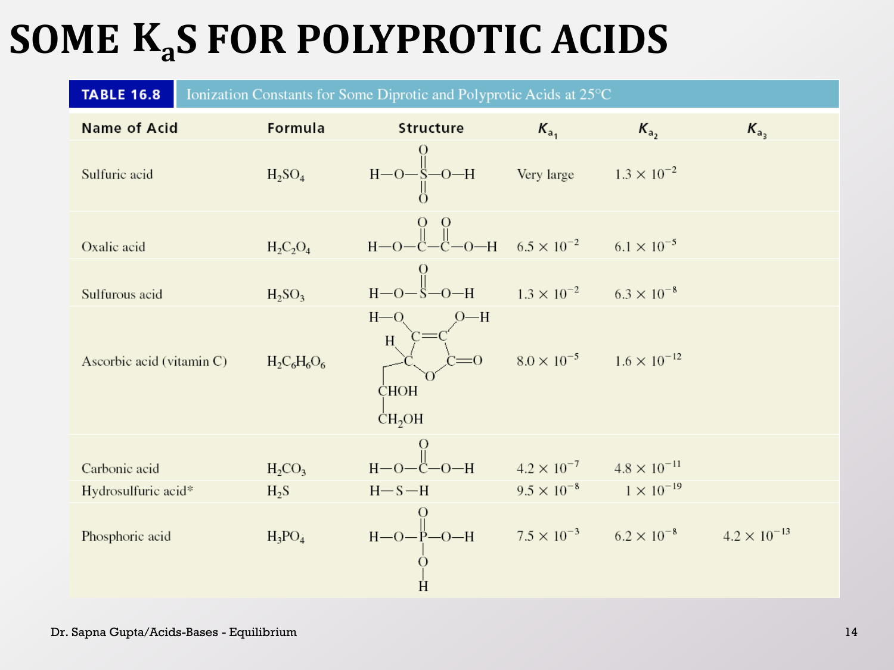# SOME $K_a$S FOR POLYPROTIC ACIDS

**TABLE 16.8** Ionization Constants for Some Diprotic and Polyprotic Acids at 25°C

| Name of Acid | Formula | Structure | $K_{a_1}$ | $K_{a_2}$ | $K_{a_3}$ |
|---|---|---|---|---|---|
| Sulfuric acid | $H_2SO_4$ | $H-O-S(=O)_2-O-H$ | Very large | $1.3 \times 10^{-2}$ | |
| Oxalic acid | $H_2C_2O_4$ | $H-O-C(=O)-C(=O)-O-H$ | $6.5 \times 10^{-2}$ | $6.1 \times 10^{-5}$ | |
| Sulfurous acid | $H_2SO_3$ | $H-O-S(=O)-O-H$ | $1.3 \times 10^{-2}$ | $6.3 \times 10^{-8}$ | |
| Ascorbic acid (vitamin C) | $H_2C_6H_6O_6$ | five-membered ring: $C(OH)=C(OH)$, $C=O$, ring $O$, $C(H)$ bearing $CHOH-CH_2OH$ | $8.0 \times 10^{-5}$ | $1.6 \times 10^{-12}$ | |
| Carbonic acid | $H_2CO_3$ | $H-O-C(=O)-O-H$ | $4.2 \times 10^{-7}$ | $4.8 \times 10^{-11}$ | |
| Hydrosulfuric acid* | $H_2S$ | $H-S-H$ | $9.5 \times 10^{-8}$ | $1 \times 10^{-19}$ | |
| Phosphoric acid | $H_3PO_4$ | $H-O-P(=O)(-O-H)-O-H$ | $7.5 \times 10^{-3}$ | $6.2 \times 10^{-8}$ | $4.2 \times 10^{-13}$ |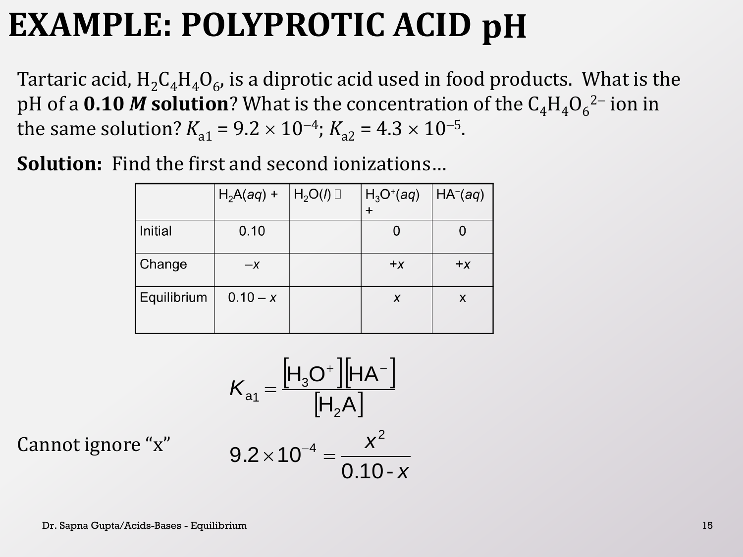# EXAMPLE: POLYPROTIC ACID pH

Tartaric acid, $H_2C_4H_4O_6$, is a diprotic acid used in food products. What is the pH of a **0.10 *M* solution**? What is the concentration of the $C_4H_4O_6^{2-}$ ion in the same solution? $K_{a1} = 9.2 \times 10^{-4}$; $K_{a2} = 4.3 \times 10^{-5}$.

**Solution:** Find the first and second ionizations…

| | $H_2A(aq)$ + | $H_2O(l)$ ⇌ | $H_3O^+(aq)$ + | $HA^-(aq)$ |
|---|---|---|---|---|
| Initial | 0.10 | | 0 | 0 |
| Change | $-x$ | | $+x$ | $+x$ |
| Equilibrium | $0.10 - x$ | | $x$ | $x$ |

$$K_{a1} = \frac{[H_3O^+][HA^-]}{[H_2A]}$$

Cannot ignore "x"

$$9.2 \times 10^{-4} = \frac{x^2}{0.10 - x}$$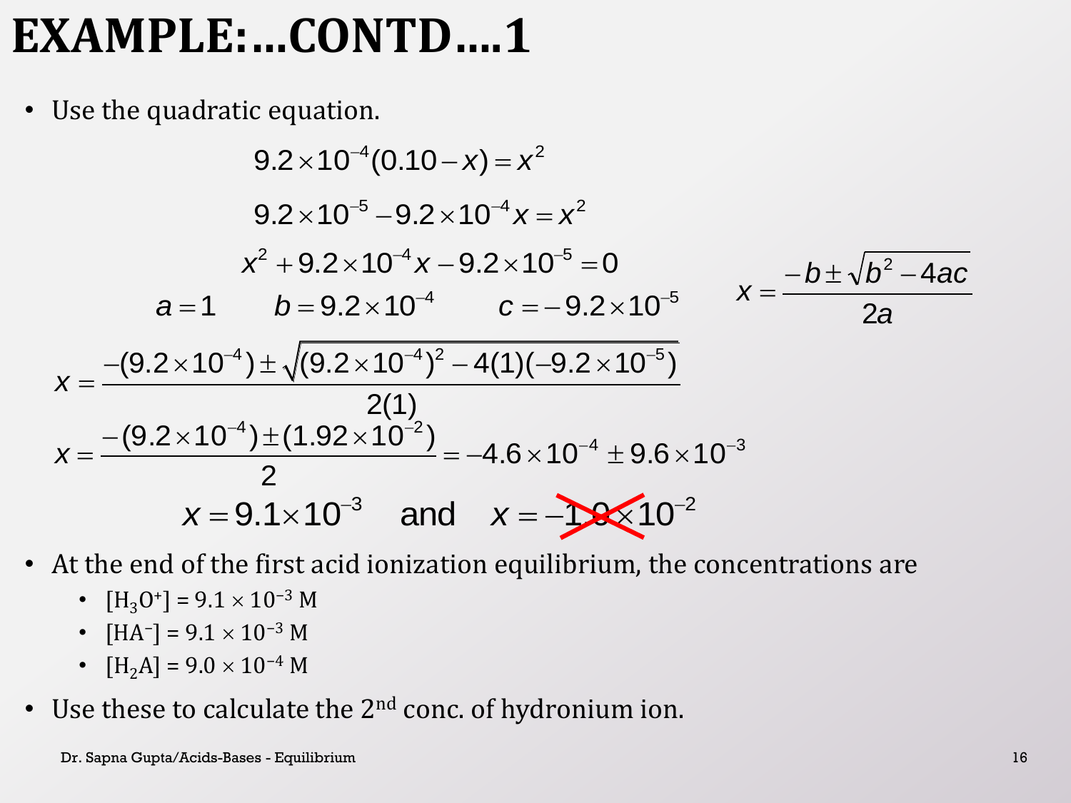# EXAMPLE:...CONTD....1

- Use the quadratic equation.

$$9.2 \times 10^{-4}(0.10 - x) = x^2$$

$$9.2 \times 10^{-5} - 9.2 \times 10^{-4}x = x^2$$

$$x^2 + 9.2 \times 10^{-4}x - 9.2 \times 10^{-5} = 0$$

$$a = 1 \qquad b = 9.2 \times 10^{-4} \qquad c = -9.2 \times 10^{-5}$$

$$x = \frac{-b \pm \sqrt{b^2 - 4ac}}{2a}$$

$$x = \frac{-(9.2 \times 10^{-4}) \pm \sqrt{(9.2 \times 10^{-4})^2 - 4(1)(-9.2 \times 10^{-5})}}{2(1)}$$

$$x = \frac{-(9.2 \times 10^{-4}) \pm (1.92 \times 10^{-2})}{2} = -4.6 \times 10^{-4} \pm 9.6 \times 10^{-3}$$

$$x = 9.1 \times 10^{-3} \quad \text{and} \quad x = -1.0 \times 10^{-2}$$

- At the end of the first acid ionization equilibrium, the concentrations are
  - $[H_3O^+] = 9.1 \times 10^{-3}$ M
  - $[HA^-] = 9.1 \times 10^{-3}$ M
  - $[H_2A] = 9.0 \times 10^{-4}$ M
- Use these to calculate the 2nd conc. of hydronium ion.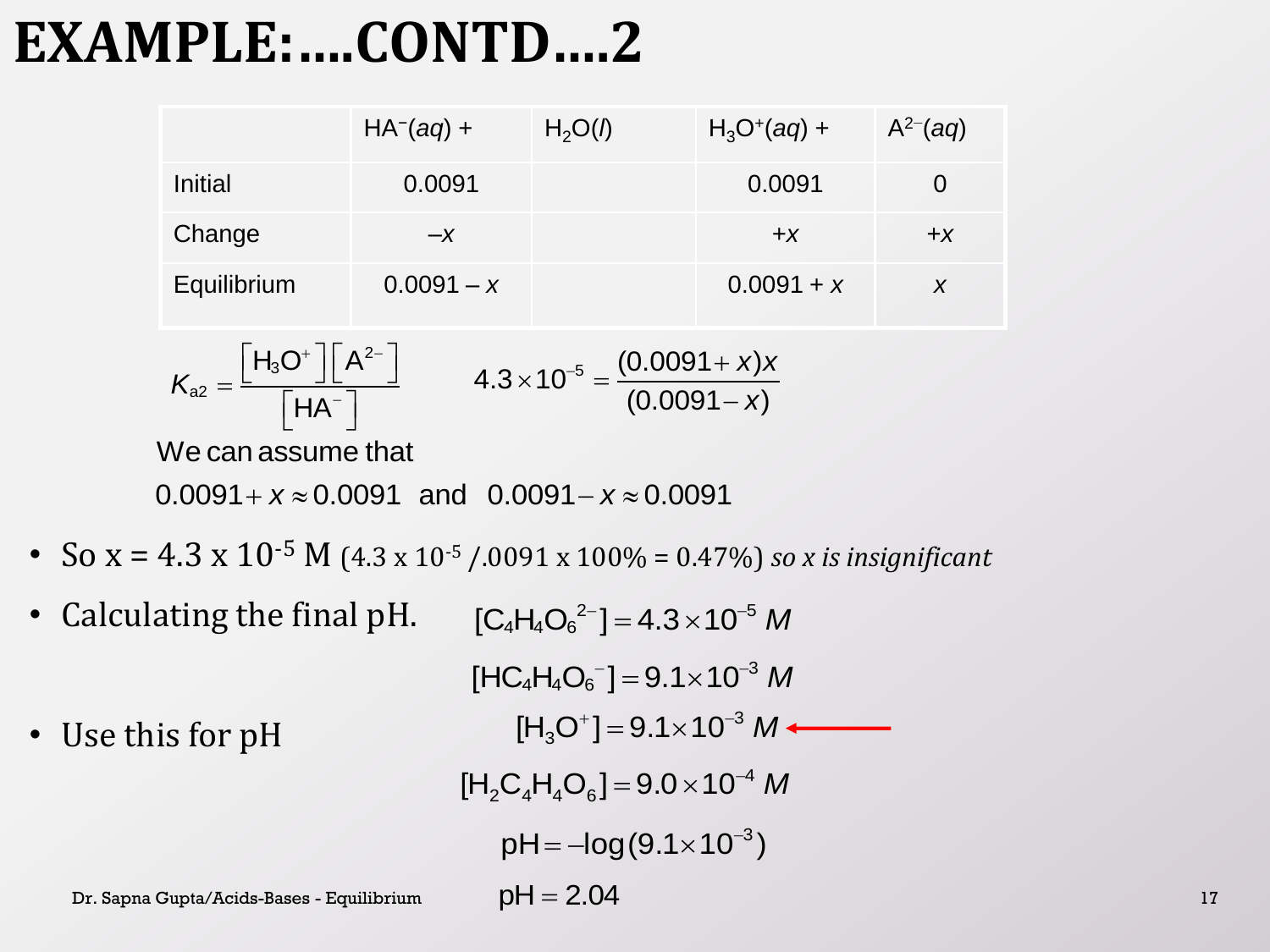# EXAMPLE:....CONTD....2

| | $HA^-(aq)$ + | $H_2O(l)$ | $H_3O^+(aq)$ + | $A^{2-}(aq)$ |
|---|---|---|---|---|
| Initial | 0.0091 | | 0.0091 | 0 |
| Change | $-x$ | | $+x$ | $+x$ |
| Equilibrium | $0.0091 - x$ | | $0.0091 + x$ | $x$ |

$$K_{a2} = \frac{[H_3O^+][A^{2-}]}{[HA^-]} \qquad 4.3 \times 10^{-5} = \frac{(0.0091 + x)x}{(0.0091 - x)}$$

We can assume that

$$0.0091 + x \approx 0.0091 \text{ and } 0.0091 - x \approx 0.0091$$

- So x = $4.3 \times 10^{-5}$ M ($4.3 \times 10^{-5}$ /.0091 x 100% = 0.47%) *so x is insignificant*
- Calculating the final pH. $[C_4H_4O_6^{2-}] = 4.3 \times 10^{-5}\ M$

$$[HC_4H_4O_6^-] = 9.1 \times 10^{-3}\ M$$

- Use this for pH $[H_3O^+] = 9.1 \times 10^{-3}\ M$ ←

$$[H_2C_4H_4O_6] = 9.0 \times 10^{-4}\ M$$

$$pH = -\log(9.1 \times 10^{-3})$$

$$pH = 2.04$$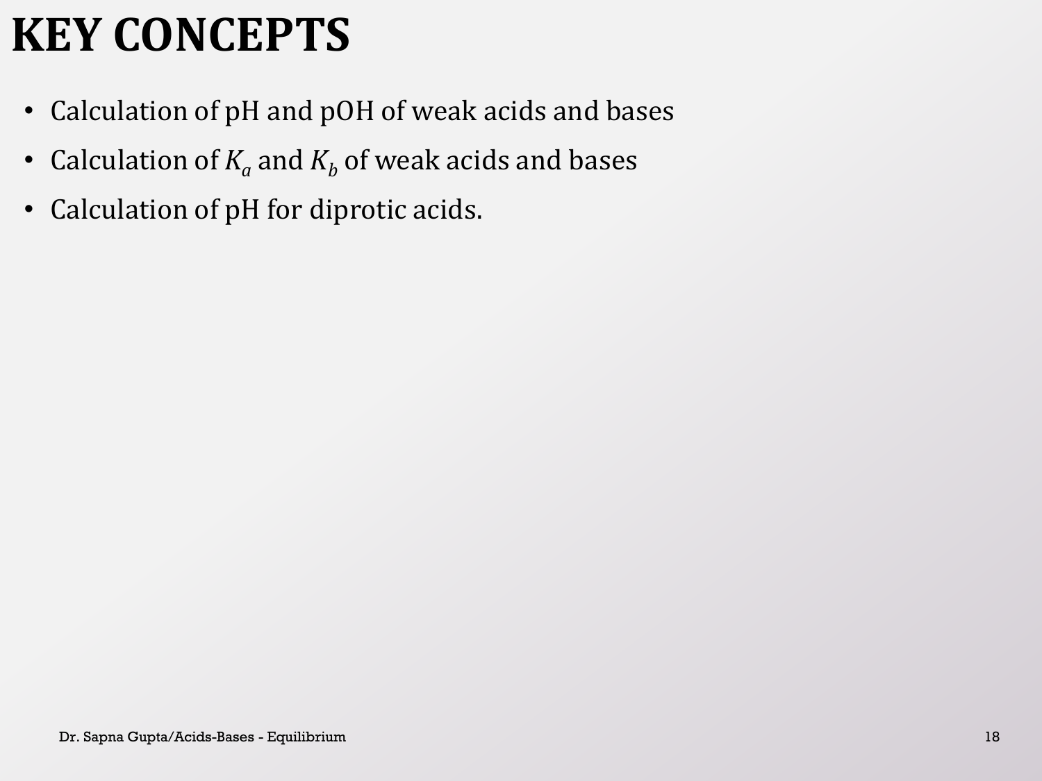# KEY CONCEPTS

- Calculation of pH and pOH of weak acids and bases
- Calculation of $K_a$ and $K_b$ of weak acids and bases
- Calculation of pH for diprotic acids.